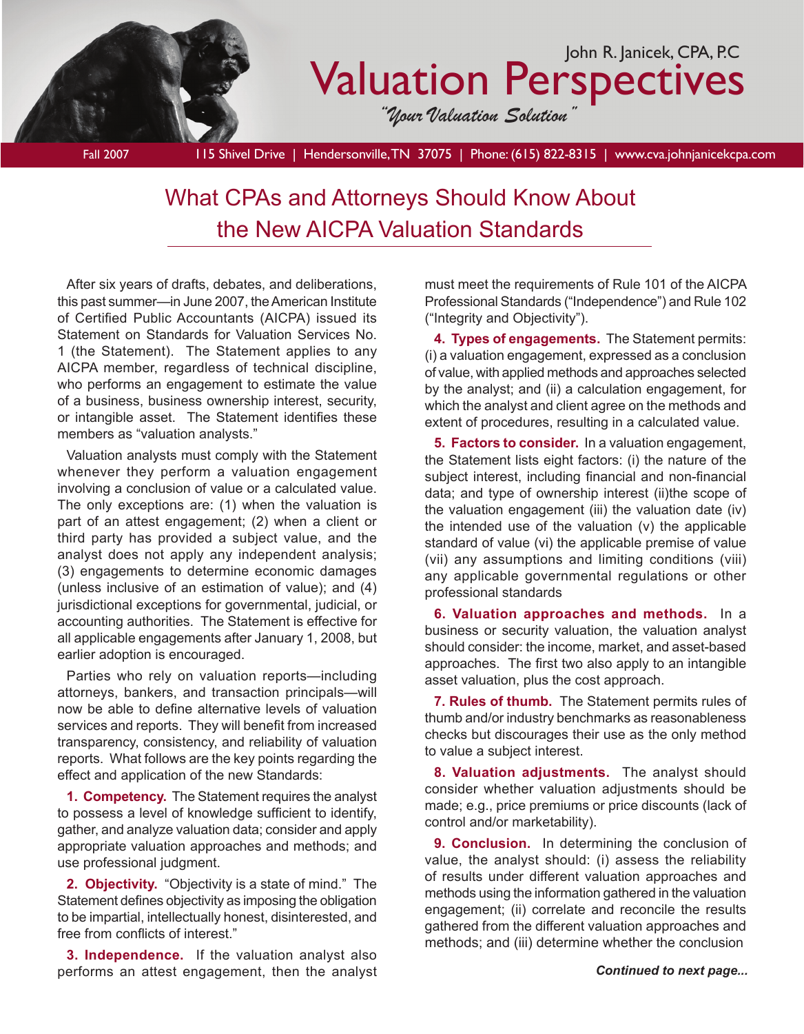John R. Janicek, CPA, P.C

# Valuation Perspectives

*"Your Valuation Solution"*

Fall 2007 | 115 Shivel Drive | Hendersonville, TN 37075 | Phone: (615) 822-8315 | www.cva.johnjanicekcpa.com

## What CPAs and Attorneys Should Know About the New AICPA Valuation Standards

After six years of drafts, debates, and deliberations, this past summer—in June 2007, the American Institute of Certified Public Accountants (AICPA) issued its Statement on Standards for Valuation Services No. 1 (the Statement). The Statement applies to any AICPA member, regardless of technical discipline, who performs an engagement to estimate the value of a business, business ownership interest, security, or intangible asset. The Statement identifies these members as "valuation analysts."

Valuation analysts must comply with the Statement whenever they perform a valuation engagement involving a conclusion of value or a calculated value. The only exceptions are: (1) when the valuation is part of an attest engagement; (2) when a client or third party has provided a subject value, and the analyst does not apply any independent analysis; (3) engagements to determine economic damages (unless inclusive of an estimation of value); and (4) jurisdictional exceptions for governmental, judicial, or accounting authorities. The Statement is effective for all applicable engagements after January 1, 2008, but earlier adoption is encouraged.

Parties who rely on valuation reports—including attorneys, bankers, and transaction principals—will now be able to define alternative levels of valuation services and reports. They will benefit from increased transparency, consistency, and reliability of valuation reports. What follows are the key points regarding the effect and application of the new Standards:

**1. Competency.** The Statement requires the analyst to possess a level of knowledge sufficient to identify, gather, and analyze valuation data; consider and apply appropriate valuation approaches and methods; and use professional judgment.

**2. Objectivity.** "Objectivity is a state of mind." The Statement defines objectivity as imposing the obligation to be impartial, intellectually honest, disinterested, and free from conflicts of interest."

**3. Independence.** If the valuation analyst also performs an attest engagement, then the analyst must meet the requirements of Rule 101 of the AICPA Professional Standards ("Independence") and Rule 102 ("Integrity and Objectivity").

**4. Types of engagements.** The Statement permits: (i) a valuation engagement, expressed as a conclusion of value, with applied methods and approaches selected by the analyst; and (ii) a calculation engagement, for which the analyst and client agree on the methods and extent of procedures, resulting in a calculated value.

**5. Factors to consider.** In a valuation engagement, the Statement lists eight factors: (i) the nature of the subject interest, including financial and non-financial data; and type of ownership interest (ii)the scope of the valuation engagement (iii) the valuation date (iv) the intended use of the valuation (v) the applicable standard of value (vi) the applicable premise of value (vii) any assumptions and limiting conditions (viii) any applicable governmental regulations or other professional standards

**6. Valuation approaches and methods.** In a business or security valuation, the valuation analyst should consider: the income, market, and asset-based approaches. The first two also apply to an intangible asset valuation, plus the cost approach.

**7. Rules of thumb.** The Statement permits rules of thumb and/or industry benchmarks as reasonableness checks but discourages their use as the only method to value a subject interest.

**8. Valuation adjustments.** The analyst should consider whether valuation adjustments should be made; e.g., price premiums or price discounts (lack of control and/or marketability).

**9. Conclusion.** In determining the conclusion of value, the analyst should: (i) assess the reliability of results under different valuation approaches and methods using the information gathered in the valuation engagement; (ii) correlate and reconcile the results gathered from the different valuation approaches and methods; and (iii) determine whether the conclusion

***Continued to next page...***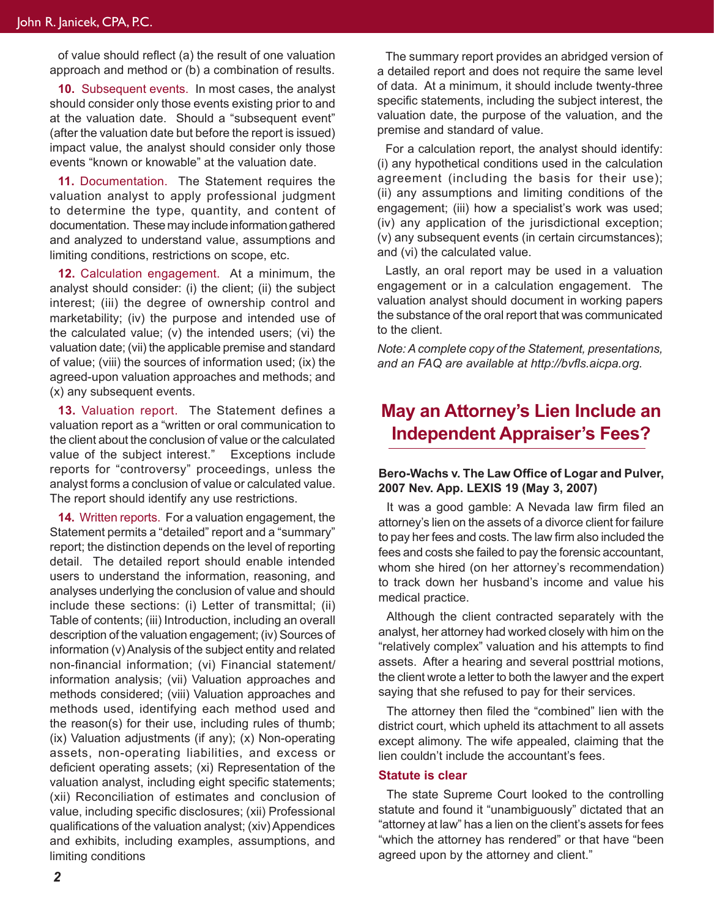of value should reflect (a) the result of one valuation approach and method or (b) a combination of results.

**10.** Subsequent events. In most cases, the analyst should consider only those events existing prior to and at the valuation date. Should a "subsequent event" (after the valuation date but before the report is issued) impact value, the analyst should consider only those events "known or knowable" at the valuation date.

**11.** Documentation. The Statement requires the valuation analyst to apply professional judgment to determine the type, quantity, and content of documentation. These may include information gathered and analyzed to understand value, assumptions and limiting conditions, restrictions on scope, etc.

**12.** Calculation engagement. At a minimum, the analyst should consider: (i) the client; (ii) the subject interest; (iii) the degree of ownership control and marketability; (iv) the purpose and intended use of the calculated value; (v) the intended users; (vi) the valuation date; (vii) the applicable premise and standard of value; (viii) the sources of information used; (ix) the agreed-upon valuation approaches and methods; and (x) any subsequent events.

**13.** Valuation report. The Statement defines a valuation report as a "written or oral communication to the client about the conclusion of value or the calculated value of the subject interest." Exceptions include reports for "controversy" proceedings, unless the analyst forms a conclusion of value or calculated value. The report should identify any use restrictions.

**14.** Written reports. For a valuation engagement, the Statement permits a "detailed" report and a "summary" report; the distinction depends on the level of reporting detail. The detailed report should enable intended users to understand the information, reasoning, and analyses underlying the conclusion of value and should include these sections: (i) Letter of transmittal; (ii) Table of contents; (iii) Introduction, including an overall description of the valuation engagement; (iv) Sources of information (v) Analysis of the subject entity and related non-financial information; (vi) Financial statement/information analysis; (vii) Valuation approaches and methods considered; (viii) Valuation approaches and methods used, identifying each method used and the reason(s) for their use, including rules of thumb; (ix) Valuation adjustments (if any); (x) Non-operating assets, non-operating liabilities, and excess or deficient operating assets; (xi) Representation of the valuation analyst, including eight specific statements; (xii) Reconciliation of estimates and conclusion of value, including specific disclosures; (xii) Professional qualifications of the valuation analyst; (xiv) Appendices and exhibits, including examples, assumptions, and limiting conditions

The summary report provides an abridged version of a detailed report and does not require the same level of data. At a minimum, it should include twenty-three specific statements, including the subject interest, the valuation date, the purpose of the valuation, and the premise and standard of value.

For a calculation report, the analyst should identify: (i) any hypothetical conditions used in the calculation agreement (including the basis for their use); (ii) any assumptions and limiting conditions of the engagement; (iii) how a specialist's work was used; (iv) any application of the jurisdictional exception; (v) any subsequent events (in certain circumstances); and (vi) the calculated value.

Lastly, an oral report may be used in a valuation engagement or in a calculation engagement. The valuation analyst should document in working papers the substance of the oral report that was communicated to the client.

*Note: A complete copy of the Statement, presentations, and an FAQ are available at http://bvfls.aicpa.org.*

## May an Attorney's Lien Include an Independent Appraiser's Fees?

**Bero-Wachs v. The Law Office of Logar and Pulver, 2007 Nev. App. LEXIS 19 (May 3, 2007)**

It was a good gamble: A Nevada law firm filed an attorney's lien on the assets of a divorce client for failure to pay her fees and costs. The law firm also included the fees and costs she failed to pay the forensic accountant, whom she hired (on her attorney's recommendation) to track down her husband's income and value his medical practice.

Although the client contracted separately with the analyst, her attorney had worked closely with him on the "relatively complex" valuation and his attempts to find assets. After a hearing and several posttrial motions, the client wrote a letter to both the lawyer and the expert saying that she refused to pay for their services.

The attorney then filed the "combined" lien with the district court, which upheld its attachment to all assets except alimony. The wife appealed, claiming that the lien couldn't include the accountant's fees.

### Statute is clear

The state Supreme Court looked to the controlling statute and found it "unambiguously" dictated that an "attorney at law" has a lien on the client's assets for fees "which the attorney has rendered" or that have "been agreed upon by the attorney and client."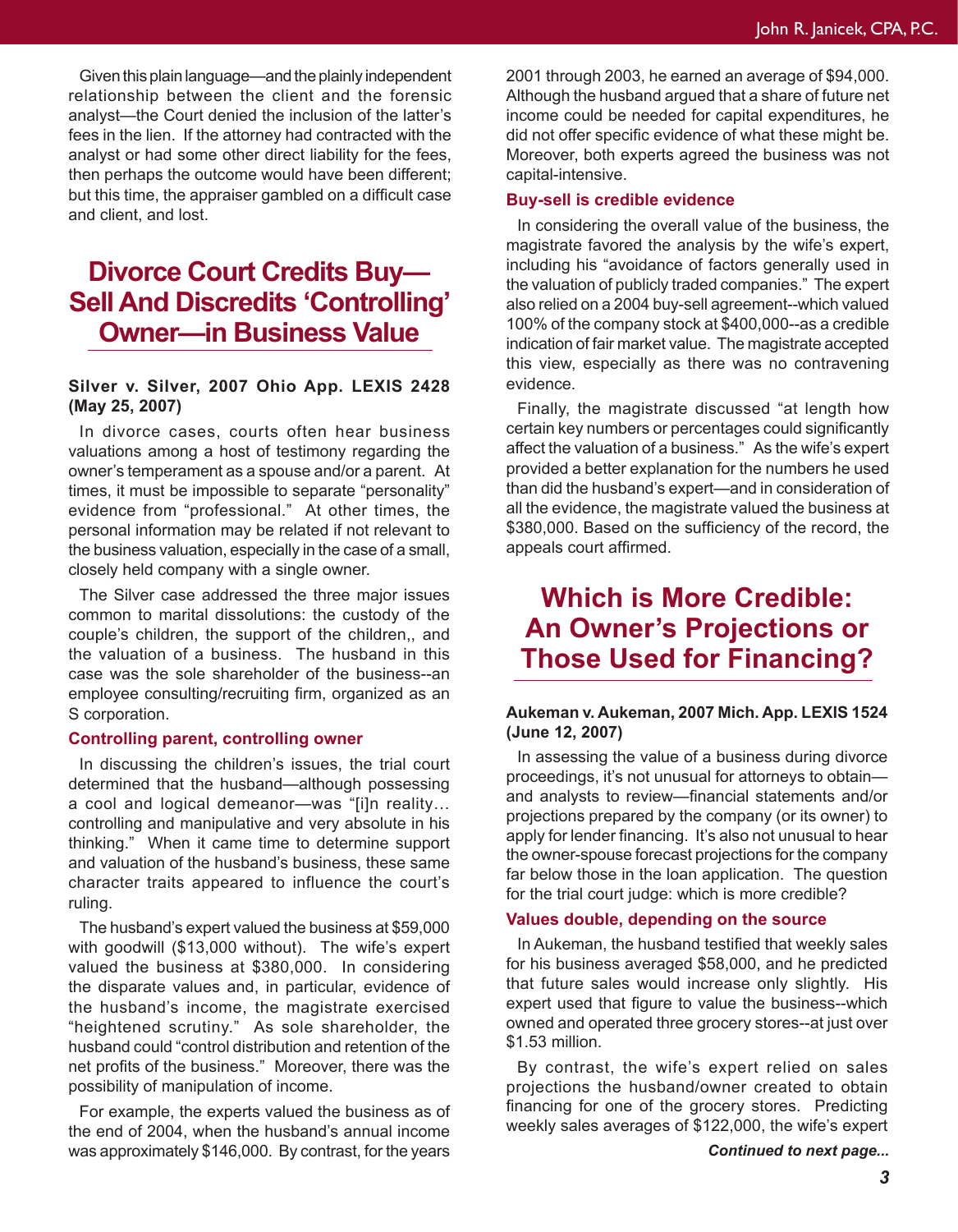Given this plain language—and the plainly independent relationship between the client and the forensic analyst—the Court denied the inclusion of the latter's fees in the lien. If the attorney had contracted with the analyst or had some other direct liability for the fees, then perhaps the outcome would have been different; but this time, the appraiser gambled on a difficult case and client, and lost.

## Divorce Court Credits Buy—Sell And Discredits 'Controlling' Owner—in Business Value

**Silver v. Silver, 2007 Ohio App. LEXIS 2428 (May 25, 2007)**

In divorce cases, courts often hear business valuations among a host of testimony regarding the owner's temperament as a spouse and/or a parent. At times, it must be impossible to separate "personality" evidence from "professional." At other times, the personal information may be related if not relevant to the business valuation, especially in the case of a small, closely held company with a single owner.

The Silver case addressed the three major issues common to marital dissolutions: the custody of the couple's children, the support of the children,, and the valuation of a business. The husband in this case was the sole shareholder of the business--an employee consulting/recruiting firm, organized as an S corporation.

### Controlling parent, controlling owner

In discussing the children's issues, the trial court determined that the husband—although possessing a cool and logical demeanor—was "[i]n reality… controlling and manipulative and very absolute in his thinking." When it came time to determine support and valuation of the husband's business, these same character traits appeared to influence the court's ruling.

The husband's expert valued the business at $59,000 with goodwill ($13,000 without). The wife's expert valued the business at $380,000. In considering the disparate values and, in particular, evidence of the husband's income, the magistrate exercised "heightened scrutiny." As sole shareholder, the husband could "control distribution and retention of the net profits of the business." Moreover, there was the possibility of manipulation of income.

For example, the experts valued the business as of the end of 2004, when the husband's annual income was approximately $146,000. By contrast, for the years 2001 through 2003, he earned an average of $94,000. Although the husband argued that a share of future net income could be needed for capital expenditures, he did not offer specific evidence of what these might be. Moreover, both experts agreed the business was not capital-intensive.

### Buy-sell is credible evidence

In considering the overall value of the business, the magistrate favored the analysis by the wife's expert, including his "avoidance of factors generally used in the valuation of publicly traded companies." The expert also relied on a 2004 buy-sell agreement--which valued 100% of the company stock at $400,000--as a credible indication of fair market value. The magistrate accepted this view, especially as there was no contravening evidence.

Finally, the magistrate discussed "at length how certain key numbers or percentages could significantly affect the valuation of a business." As the wife's expert provided a better explanation for the numbers he used than did the husband's expert—and in consideration of all the evidence, the magistrate valued the business at $380,000. Based on the sufficiency of the record, the appeals court affirmed.

## Which is More Credible: An Owner's Projections or Those Used for Financing?

**Aukeman v. Aukeman, 2007 Mich. App. LEXIS 1524 (June 12, 2007)**

In assessing the value of a business during divorce proceedings, it's not unusual for attorneys to obtain—and analysts to review—financial statements and/or projections prepared by the company (or its owner) to apply for lender financing. It's also not unusual to hear the owner-spouse forecast projections for the company far below those in the loan application. The question for the trial court judge: which is more credible?

### Values double, depending on the source

In Aukeman, the husband testified that weekly sales for his business averaged $58,000, and he predicted that future sales would increase only slightly. His expert used that figure to value the business--which owned and operated three grocery stores--at just over $1.53 million.

By contrast, the wife's expert relied on sales projections the husband/owner created to obtain financing for one of the grocery stores. Predicting weekly sales averages of $122,000, the wife's expert

***Continued to next page...***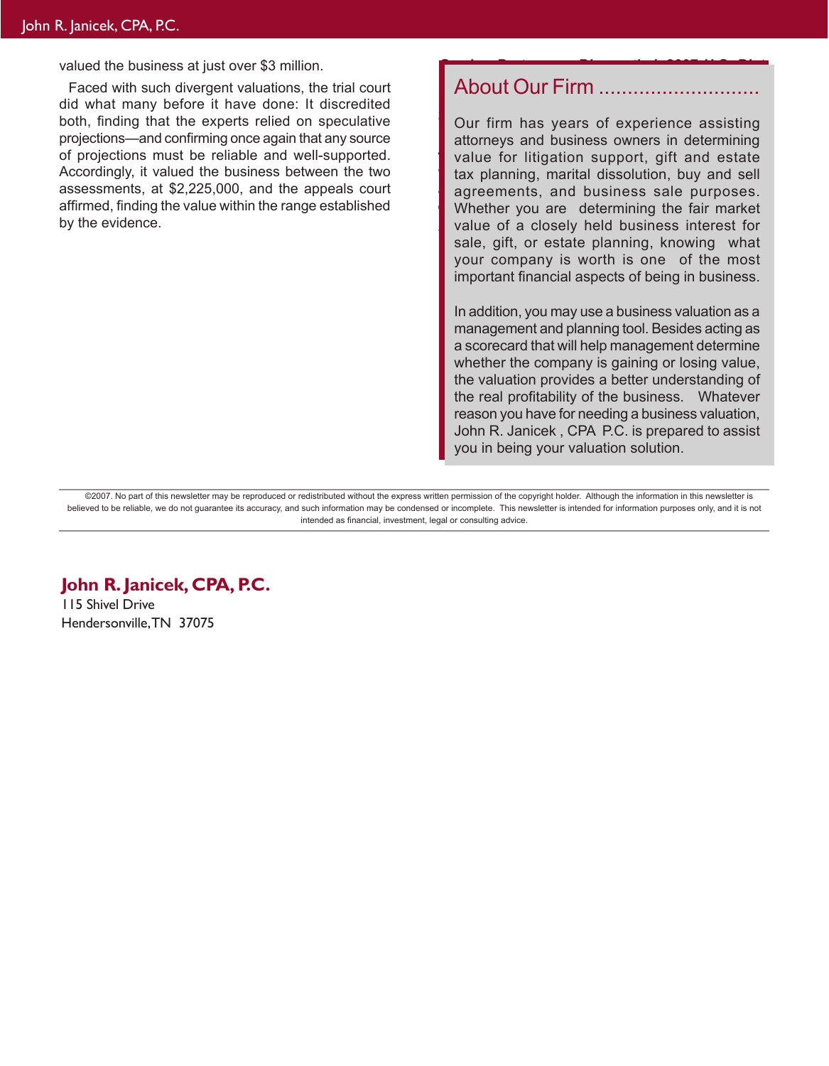valued the business at just over $3 million.

Faced with such divergent valuations, the trial court did what many before it have done: It discredited both, finding that the experts relied on speculative projections—and confirming once again that any source of projections must be reliable and well-supported. Accordingly, it valued the business between the two assessments, at $2,225,000, and the appeals court affirmed, finding the value within the range established by the evidence.

## About Our Firm ............................

Our firm has years of experience assisting attorneys and business owners in determining value for litigation support, gift and estate tax planning, marital dissolution, buy and sell agreements, and business sale purposes. Whether you are determining the fair market value of a closely held business interest for sale, gift, or estate planning, knowing what your company is worth is one of the most important financial aspects of being in business.

In addition, you may use a business valuation as a management and planning tool. Besides acting as a scorecard that will help management determine whether the company is gaining or losing value, the valuation provides a better understanding of the real profitability of the business. Whatever reason you have for needing a business valuation, John R. Janicek , CPA P.C. is prepared to assist you in being your valuation solution.

©2007. No part of this newsletter may be reproduced or redistributed without the express written permission of the copyright holder. Although the information in this newsletter is believed to be reliable, we do not guarantee its accuracy, and such information may be condensed or incomplete. This newsletter is intended for information purposes only, and it is not intended as financial, investment, legal or consulting advice.

**John R. Janicek, CPA, P.C.**
115 Shivel Drive
Hendersonville, TN 37075